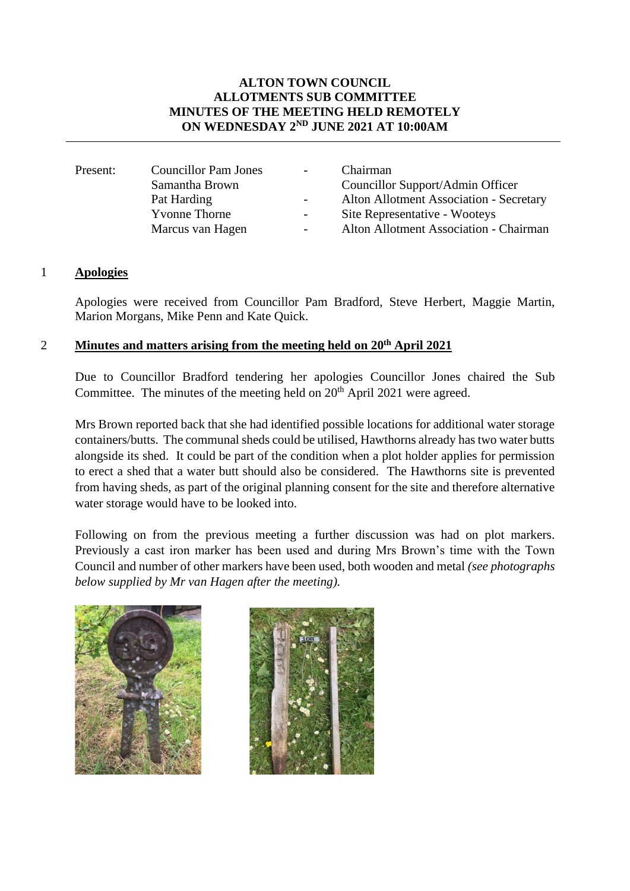# ALTON TOWN COUNCIL
## ALLOTMENTS SUB COMMITTEE
## MINUTES OF THE MEETING HELD REMOTELY
## ON WEDNESDAY 2ND JUNE 2021 AT 10:00AM

---

| Present: | Councillor Pam Jones | - | Chairman |
|---|---|---|---|
| | Samantha Brown | | Councillor Support/Admin Officer |
| | Pat Harding | - | Alton Allotment Association - Secretary |
| | Yvonne Thorne | - | Site Representative - Wooteys |
| | Marcus van Hagen | - | Alton Allotment Association - Chairman |

### 1 **Apologies**

Apologies were received from Councillor Pam Bradford, Steve Herbert, Maggie Martin, Marion Morgans, Mike Penn and Kate Quick.

### 2 **Minutes and matters arising from the meeting held on 20th April 2021**

Due to Councillor Bradford tendering her apologies Councillor Jones chaired the Sub Committee. The minutes of the meeting held on 20th April 2021 were agreed.

Mrs Brown reported back that she had identified possible locations for additional water storage containers/butts. The communal sheds could be utilised, Hawthorns already has two water butts alongside its shed. It could be part of the condition when a plot holder applies for permission to erect a shed that a water butt should also be considered. The Hawthorns site is prevented from having sheds, as part of the original planning consent for the site and therefore alternative water storage would have to be looked into.

Following on from the previous meeting a further discussion was had on plot markers. Previously a cast iron marker has been used and during Mrs Brown's time with the Town Council and number of other markers have been used, both wooden and metal *(see photographs below supplied by Mr van Hagen after the meeting).*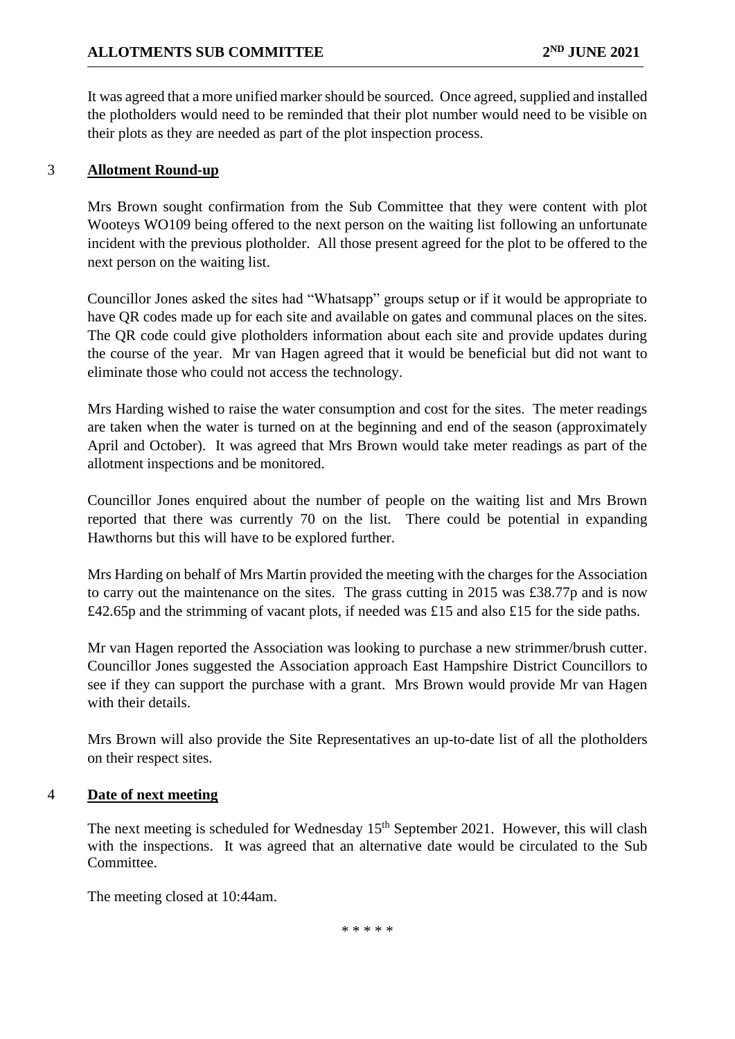It was agreed that a more unified marker should be sourced. Once agreed, supplied and installed the plotholders would need to be reminded that their plot number would need to be visible on their plots as they are needed as part of the plot inspection process.

## 3 **Allotment Round-up**

Mrs Brown sought confirmation from the Sub Committee that they were content with plot Wooteys WO109 being offered to the next person on the waiting list following an unfortunate incident with the previous plotholder. All those present agreed for the plot to be offered to the next person on the waiting list.

Councillor Jones asked the sites had "Whatsapp" groups setup or if it would be appropriate to have QR codes made up for each site and available on gates and communal places on the sites. The QR code could give plotholders information about each site and provide updates during the course of the year. Mr van Hagen agreed that it would be beneficial but did not want to eliminate those who could not access the technology.

Mrs Harding wished to raise the water consumption and cost for the sites. The meter readings are taken when the water is turned on at the beginning and end of the season (approximately April and October). It was agreed that Mrs Brown would take meter readings as part of the allotment inspections and be monitored.

Councillor Jones enquired about the number of people on the waiting list and Mrs Brown reported that there was currently 70 on the list. There could be potential in expanding Hawthorns but this will have to be explored further.

Mrs Harding on behalf of Mrs Martin provided the meeting with the charges for the Association to carry out the maintenance on the sites. The grass cutting in 2015 was £38.77p and is now £42.65p and the strimming of vacant plots, if needed was £15 and also £15 for the side paths.

Mr van Hagen reported the Association was looking to purchase a new strimmer/brush cutter. Councillor Jones suggested the Association approach East Hampshire District Councillors to see if they can support the purchase with a grant. Mrs Brown would provide Mr van Hagen with their details.

Mrs Brown will also provide the Site Representatives an up-to-date list of all the plotholders on their respect sites.

## 4 **Date of next meeting**

The next meeting is scheduled for Wednesday 15th September 2021. However, this will clash with the inspections. It was agreed that an alternative date would be circulated to the Sub Committee.

The meeting closed at 10:44am.

\* \* \* \* \*